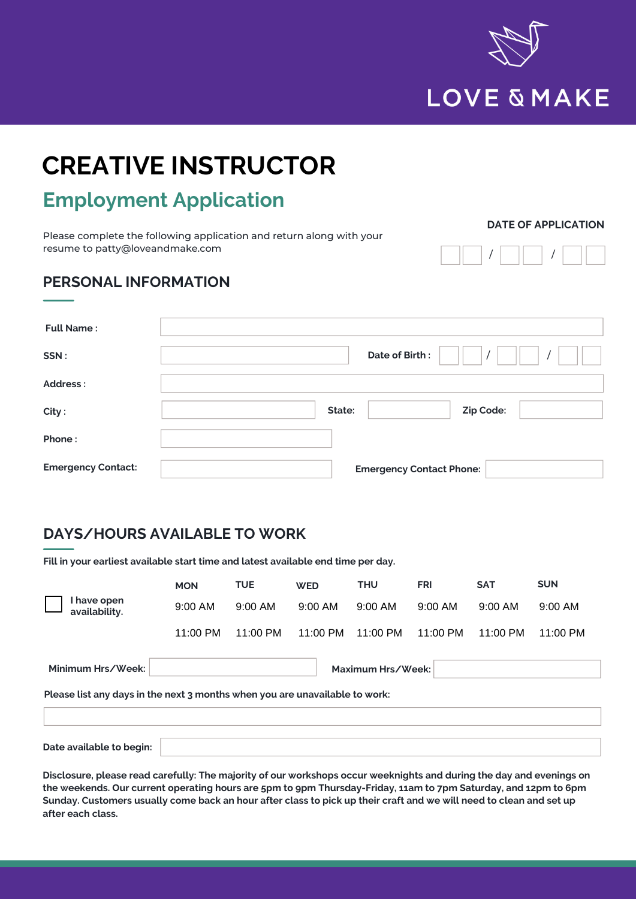LOVE & MAKE

# CREATIVE INSTRUCTOR

## Employment Application

Please complete the following application and return along with your resume to patty@loveandmake.com

**DATE OF APPLICATION**

__ __ / __ __ / __ __

### PERSONAL INFORMATION

**Full Name :**

**SSN :** **Date of Birth :** __ __ / __ __ / __ __

**Address :**

**City :** **State:** **Zip Code:**

**Phone :**

**Emergency Contact:** **Emergency Contact Phone:**

### DAYS/HOURS AVAILABLE TO WORK

**Fill in your earliest available start time and latest available end time per day.**

☐ **I have open availability.**

| | MON | TUE | WED | THU | FRI | SAT | SUN |
|---|---|---|---|---|---|---|---|
| Start | 9:00 AM | 9:00 AM | 9:00 AM | 9:00 AM | 9:00 AM | 9:00 AM | 9:00 AM |
| End | 11:00 PM | 11:00 PM | 11:00 PM | 11:00 PM | 11:00 PM | 11:00 PM | 11:00 PM |

**Minimum Hrs/Week:** **Maximum Hrs/Week:**

**Please list any days in the next 3 months when you are unavailable to work:**

**Date available to begin:**

**Disclosure, please read carefully: The majority of our workshops occur weeknights and during the day and evenings on the weekends. Our current operating hours are 5pm to 9pm Thursday-Friday, 11am to 7pm Saturday, and 12pm to 6pm Sunday. Customers usually come back an hour after class to pick up their craft and we will need to clean and set up after each class.**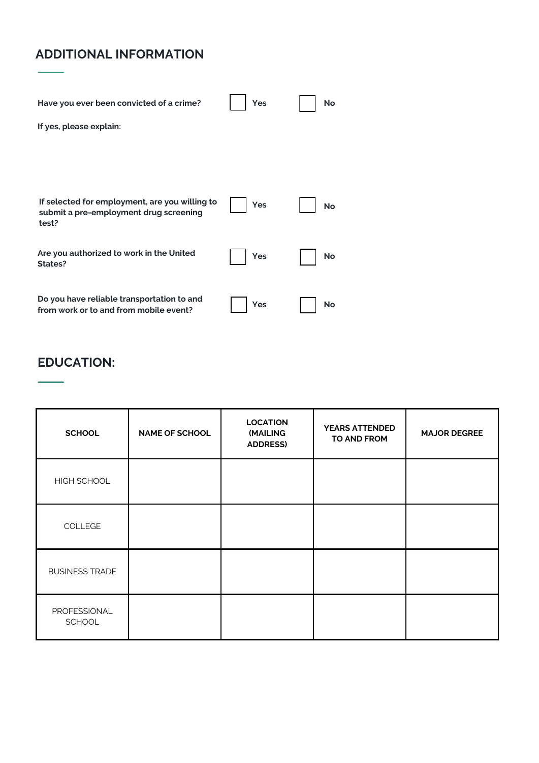## ADDITIONAL INFORMATION

**Have you ever been convicted of a crime?** ☐ **Yes** ☐ **No**

**If yes, please explain:**

**If selected for employment, are you willing to submit a pre-employment drug screening test?** ☐ **Yes** ☐ **No**

**Are you authorized to work in the United States?** ☐ **Yes** ☐ **No**

**Do you have reliable transportation to and from work or to and from mobile event?** ☐ **Yes** ☐ **No**

## EDUCATION:

| SCHOOL | NAME OF SCHOOL | LOCATION (MAILING ADDRESS) | YEARS ATTENDED TO AND FROM | MAJOR DEGREE |
|---|---|---|---|---|
| HIGH SCHOOL | | | | |
| COLLEGE | | | | |
| BUSINESS TRADE | | | | |
| PROFESSIONAL SCHOOL | | | | |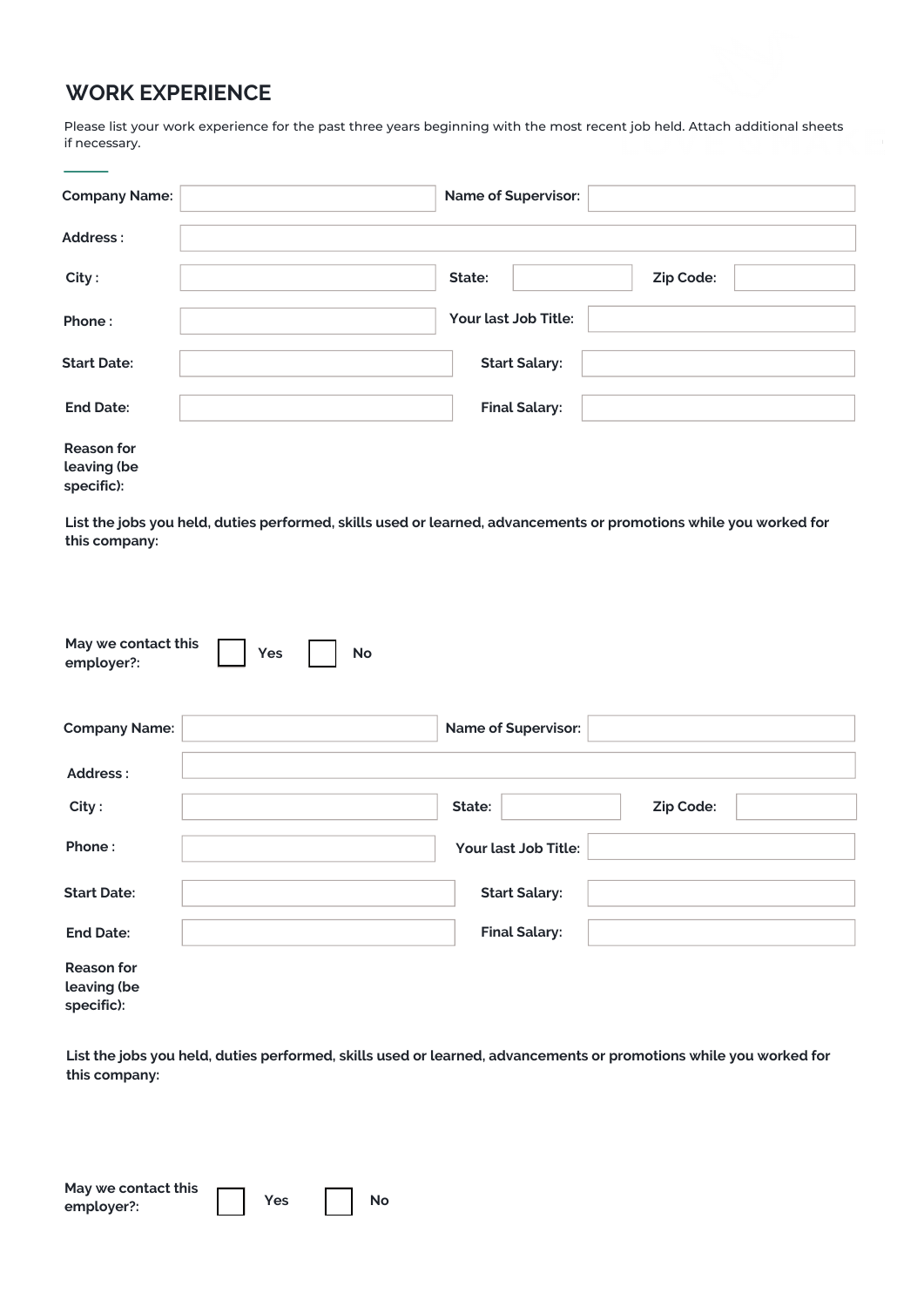## WORK EXPERIENCE

Please list your work experience for the past three years beginning with the most recent job held. Attach additional sheets if necessary.

| | | | | | |
|---|---|---|---|---|---|
| **Company Name:** | | **Name of Supervisor:** | | | |
| **Address :** | | | | | |
| **City :** | | **State:** | | **Zip Code:** | |
| **Phone :** | | **Your last Job Title:** | | | |
| **Start Date:** | | **Start Salary:** | | | |
| **End Date:** | | **Final Salary:** | | | |

**Reason for leaving (be specific):**

**List the jobs you held, duties performed, skills used or learned, advancements or promotions while you worked for this company:**

**May we contact this employer?:** ☐ **Yes** ☐ **No**

| | | | | | |
|---|---|---|---|---|---|
| **Company Name:** | | **Name of Supervisor:** | | | |
| **Address :** | | | | | |
| **City :** | | **State:** | | **Zip Code:** | |
| **Phone :** | | **Your last Job Title:** | | | |
| **Start Date:** | | **Start Salary:** | | | |
| **End Date:** | | **Final Salary:** | | | |

**Reason for leaving (be specific):**

**List the jobs you held, duties performed, skills used or learned, advancements or promotions while you worked for this company:**

**May we contact this employer?:** ☐ **Yes** ☐ **No**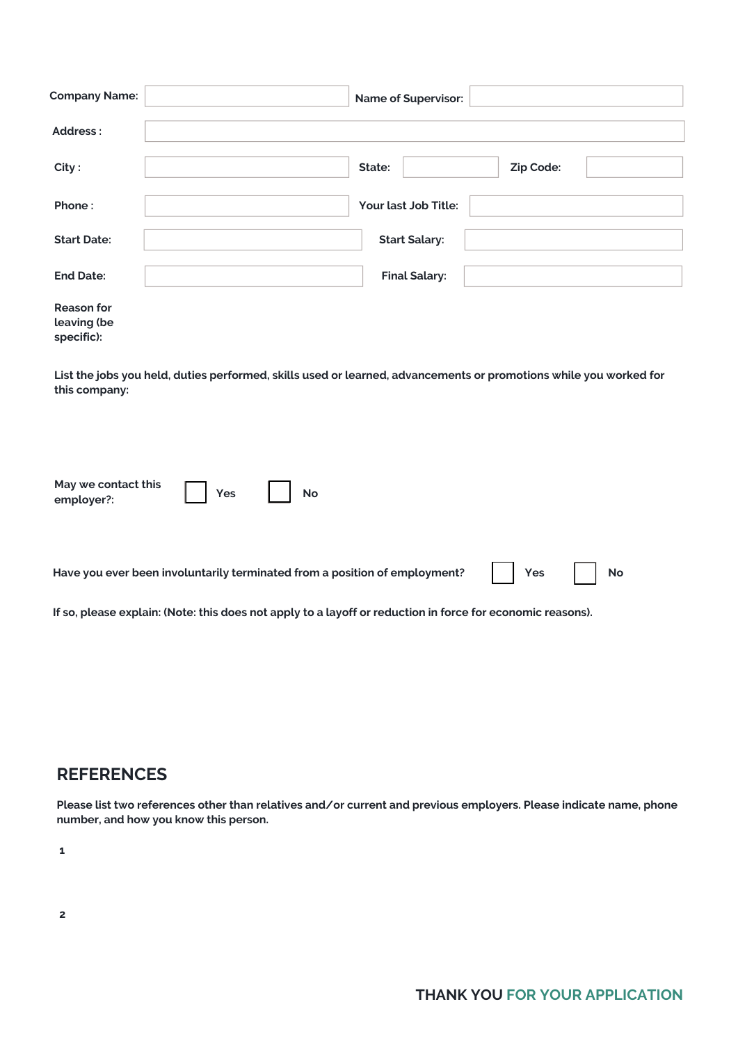| | | | | | |
|---|---|---|---|---|---|
| Company Name: | | Name of Supervisor: | | | |
| Address : | | | | | |
| City : | | State: | | Zip Code: | |
| Phone : | | Your last Job Title: | | | |
| Start Date: | | Start Salary: | | | |
| End Date: | | Final Salary: | | | |

**Reason for leaving (be specific):**

**List the jobs you held, duties performed, skills used or learned, advancements or promotions while you worked for this company:**

**May we contact this employer?:** ☐ Yes ☐ No

**Have you ever been involuntarily terminated from a position of employment?** ☐ Yes ☐ No

**If so, please explain: (Note: this does not apply to a layoff or reduction in force for economic reasons).**

## REFERENCES

**Please list two references other than relatives and/or current and previous employers. Please indicate name, phone number, and how you know this person.**

1

2

**THANK YOU FOR YOUR APPLICATION**